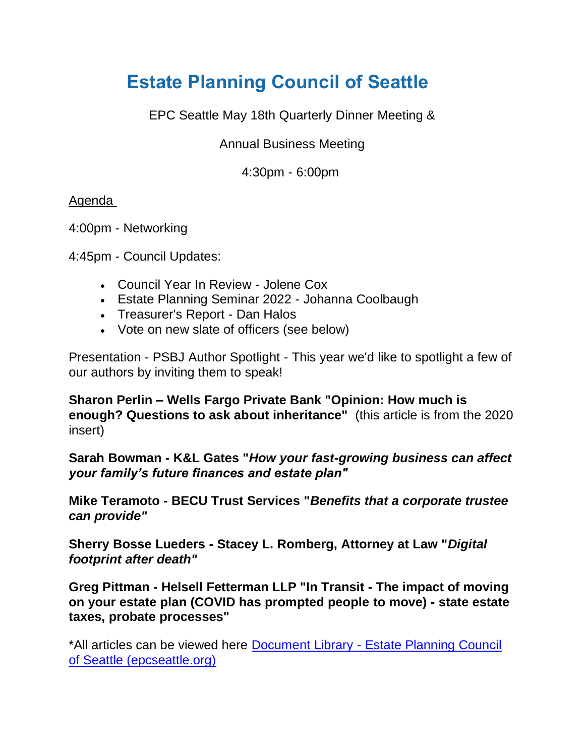# Estate Planning Council of Seattle

EPC Seattle May 18th Quarterly Dinner Meeting &

Annual Business Meeting

4:30pm - 6:00pm

Agenda

4:00pm - Networking

4:45pm - Council Updates:

- Council Year In Review - Jolene Cox
- Estate Planning Seminar 2022 - Johanna Coolbaugh
- Treasurer's Report - Dan Halos
- Vote on new slate of officers (see below)

Presentation - PSBJ Author Spotlight - This year we'd like to spotlight a few of our authors by inviting them to speak!

**Sharon Perlin – Wells Fargo Private Bank "Opinion: How much is enough? Questions to ask about inheritance"** (this article is from the 2020 insert)

**Sarah Bowman - K&L Gates "*How your fast-growing business can affect your family's future finances and estate plan*"**

**Mike Teramoto - BECU Trust Services "*Benefits that a corporate trustee can provide*"**

**Sherry Bosse Lueders - Stacey L. Romberg, Attorney at Law "*Digital footprint after death*"**

**Greg Pittman - Helsell Fetterman LLP "In Transit - The impact of moving on your estate plan (COVID has prompted people to move) - state estate taxes, probate processes"**

*All articles can be viewed here [Document Library - Estate Planning Council of Seattle (epcseattle.org)]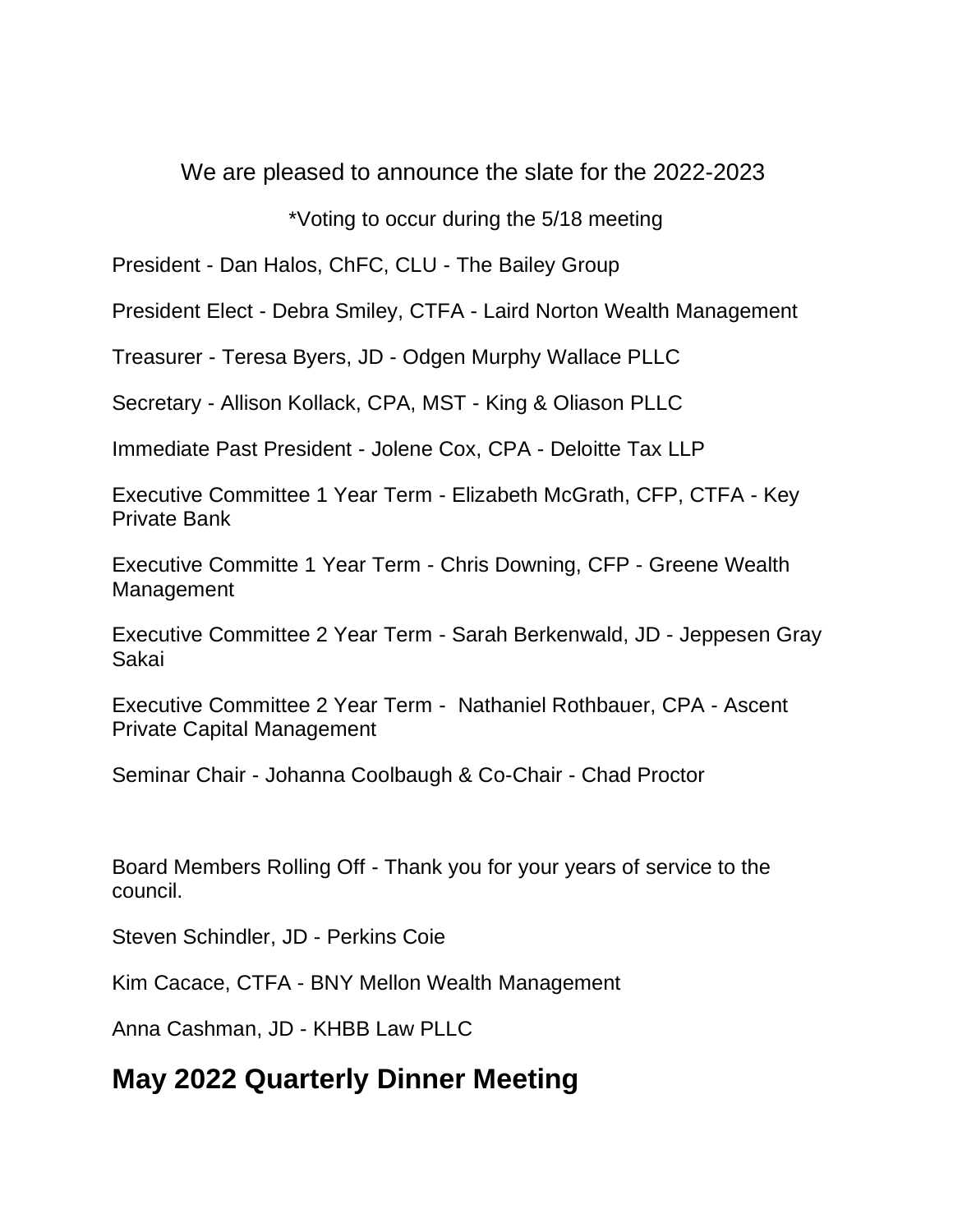We are pleased to announce the slate for the 2022-2023

*Voting to occur during the 5/18 meeting

President - Dan Halos, ChFC, CLU - The Bailey Group

President Elect - Debra Smiley, CTFA - Laird Norton Wealth Management

Treasurer - Teresa Byers, JD - Odgen Murphy Wallace PLLC

Secretary - Allison Kollack, CPA, MST - King & Oliason PLLC

Immediate Past President - Jolene Cox, CPA - Deloitte Tax LLP

Executive Committee 1 Year Term - Elizabeth McGrath, CFP, CTFA - Key Private Bank

Executive Committe 1 Year Term - Chris Downing, CFP - Greene Wealth Management

Executive Committee 2 Year Term - Sarah Berkenwald, JD - Jeppesen Gray Sakai

Executive Committee 2 Year Term - Nathaniel Rothbauer, CPA - Ascent Private Capital Management

Seminar Chair - Johanna Coolbaugh & Co-Chair - Chad Proctor

Board Members Rolling Off - Thank you for your years of service to the council.

Steven Schindler, JD - Perkins Coie

Kim Cacace, CTFA - BNY Mellon Wealth Management

Anna Cashman, JD - KHBB Law PLLC

## May 2022 Quarterly Dinner Meeting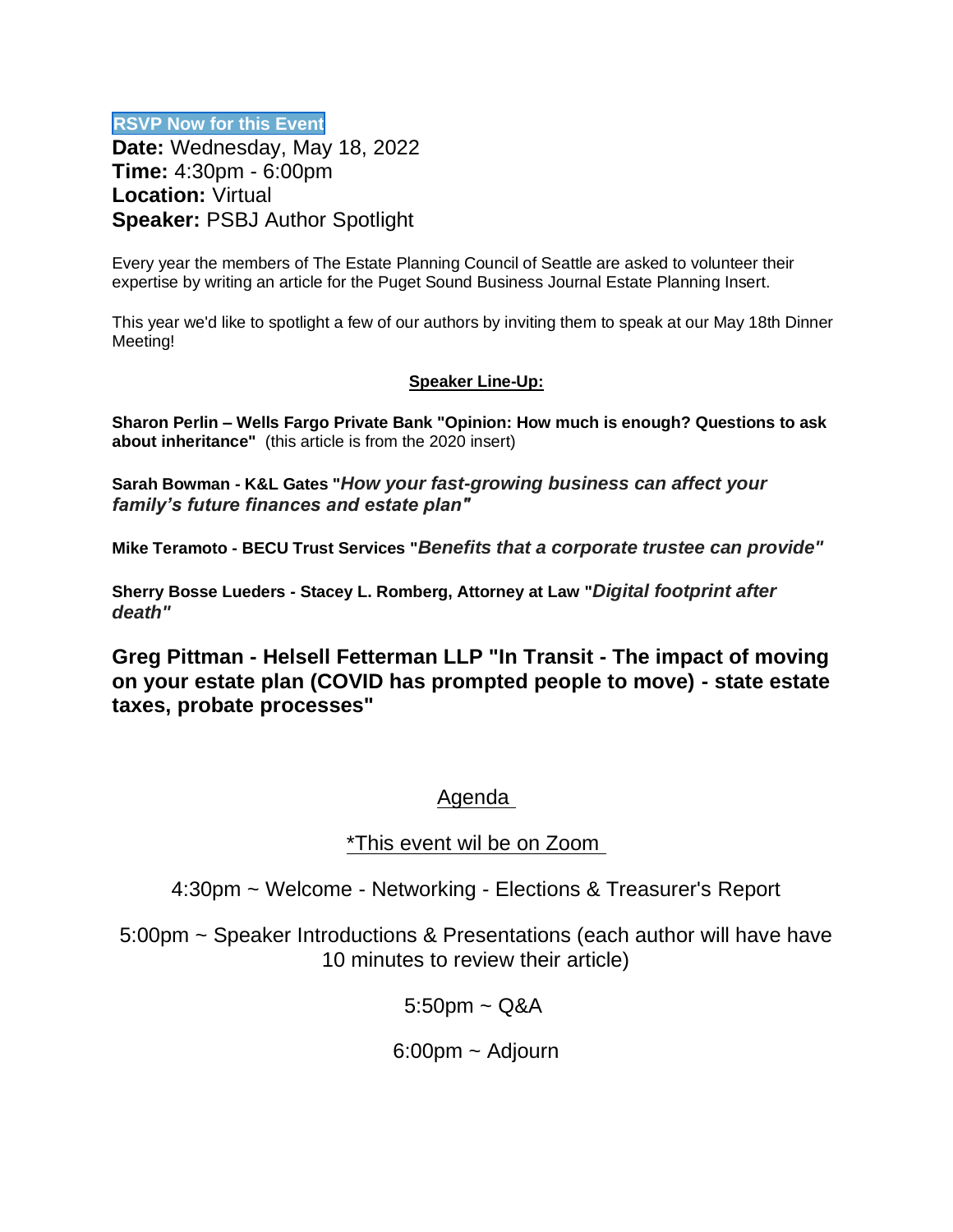**RSVP Now for this Event**

**Date:** Wednesday, May 18, 2022
**Time:** 4:30pm - 6:00pm
**Location:** Virtual
**Speaker:** PSBJ Author Spotlight

Every year the members of The Estate Planning Council of Seattle are asked to volunteer their expertise by writing an article for the Puget Sound Business Journal Estate Planning Insert.

This year we'd like to spotlight a few of our authors by inviting them to speak at our May 18th Dinner Meeting!

**Speaker Line-Up:**

**Sharon Perlin – Wells Fargo Private Bank "Opinion: How much is enough? Questions to ask about inheritance"** (this article is from the 2020 insert)

**Sarah Bowman - K&L Gates "*How your fast-growing business can affect your family's future finances and estate plan*"**

**Mike Teramoto - BECU Trust Services "*Benefits that a corporate trustee can provide*"**

**Sherry Bosse Lueders - Stacey L. Romberg, Attorney at Law "*Digital footprint after death*"**

**Greg Pittman - Helsell Fetterman LLP "In Transit - The impact of moving on your estate plan (COVID has prompted people to move) - state estate taxes, probate processes"**

Agenda

*This event wil be on Zoom

4:30pm ~ Welcome - Networking - Elections & Treasurer's Report

5:00pm ~ Speaker Introductions & Presentations (each author will have have 10 minutes to review their article)

5:50pm ~ Q&A

6:00pm ~ Adjourn